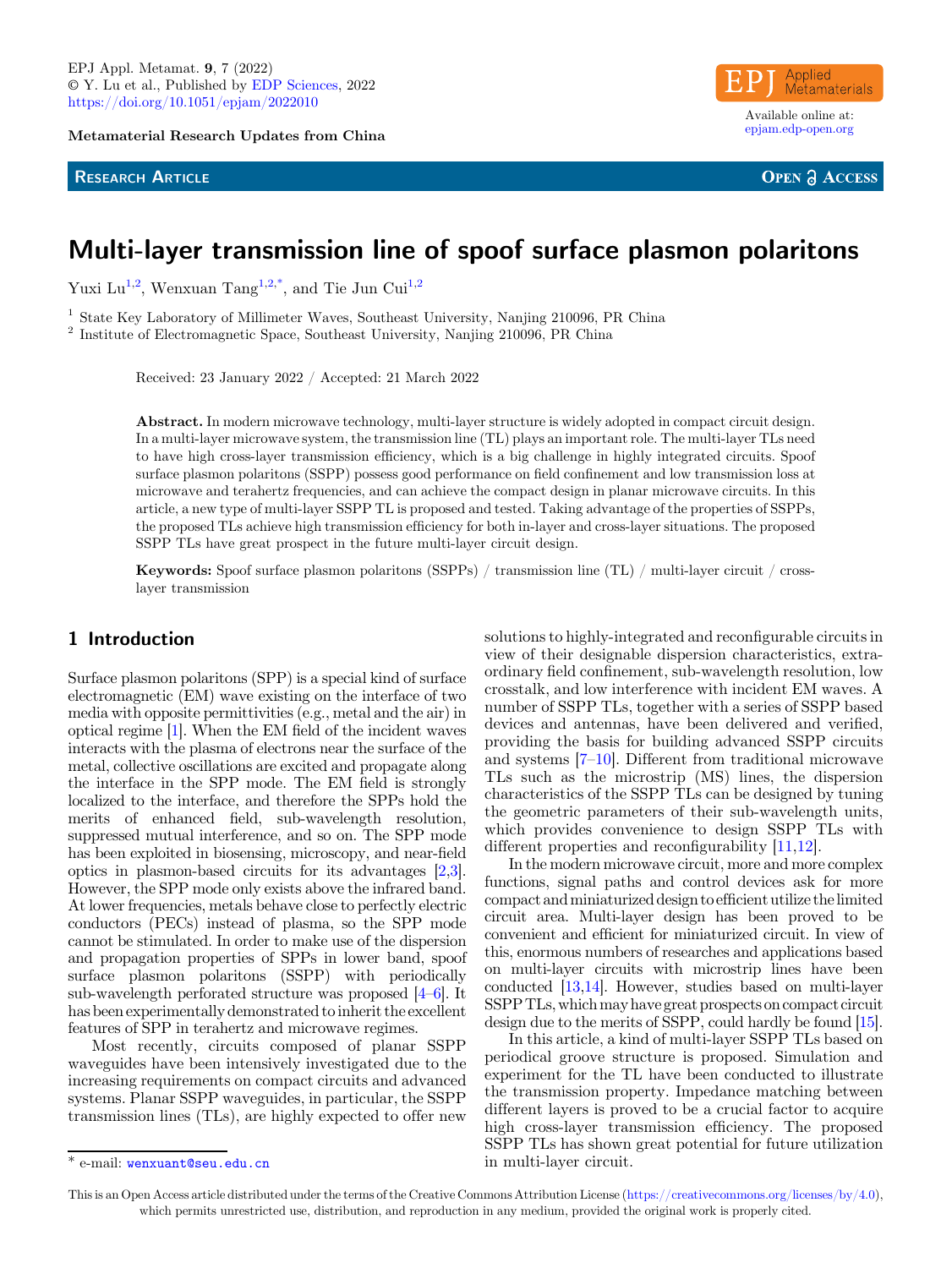Metamaterial Research Updates from China

RESEARCH ARTICLE

OPEN ACCESS

# Multi-layer transmission line of spoof surface plasmon polaritons

Yuxi Lu[1,2], Wenxuan Tang[1,2,*], and Tie Jun Cui[1,2]

[1] State Key Laboratory of Millimeter Waves, Southeast University, Nanjing 210096, PR China

[2] Institute of Electromagnetic Space, Southeast University, Nanjing 210096, PR China

Received: 23 January 2022 / Accepted: 21 March 2022

**Abstract.** In modern microwave technology, multi-layer structure is widely adopted in compact circuit design. In a multi-layer microwave system, the transmission line (TL) plays an important role. The multi-layer TLs need to have high cross-layer transmission efficiency, which is a big challenge in highly integrated circuits. Spoof surface plasmon polaritons (SSPP) possess good performance on field confinement and low transmission loss at microwave and terahertz frequencies, and can achieve the compact design in planar microwave circuits. In this article, a new type of multi-layer SSPP TL is proposed and tested. Taking advantage of the properties of SSPPs, the proposed TLs achieve high transmission efficiency for both in-layer and cross-layer situations. The proposed SSPP TLs have great prospect in the future multi-layer circuit design.

**Keywords:** Spoof surface plasmon polaritons (SSPPs) / transmission line (TL) / multi-layer circuit / cross-layer transmission

## 1 Introduction

Surface plasmon polaritons (SPP) is a special kind of surface electromagnetic (EM) wave existing on the interface of two media with opposite permittivities (e.g., metal and the air) in optical regime [1]. When the EM field of the incident waves interacts with the plasma of electrons near the surface of the metal, collective oscillations are excited and propagate along the interface in the SPP mode. The EM field is strongly localized to the interface, and therefore the SPPs hold the merits of enhanced field, sub-wavelength resolution, suppressed mutual interference, and so on. The SPP mode has been exploited in biosensing, microscopy, and near-field optics in plasmon-based circuits for its advantages [2,3]. However, the SPP mode only exists above the infrared band. At lower frequencies, metals behave close to perfectly electric conductors (PECs) instead of plasma, so the SPP mode cannot be stimulated. In order to make use of the dispersion and propagation properties of SPPs in lower band, spoof surface plasmon polaritons (SSPP) with periodically sub-wavelength perforated structure was proposed [4–6]. It has been experimentally demonstrated to inherit the excellent features of SPP in terahertz and microwave regimes.

Most recently, circuits composed of planar SSPP waveguides have been intensively investigated due to the increasing requirements on compact circuits and advanced systems. Planar SSPP waveguides, in particular, the SSPP transmission lines (TLs), are highly expected to offer new solutions to highly-integrated and reconfigurable circuits in view of their designable dispersion characteristics, extraordinary field confinement, sub-wavelength resolution, low crosstalk, and low interference with incident EM waves. A number of SSPP TLs, together with a series of SSPP based devices and antennas, have been delivered and verified, providing the basis for building advanced SSPP circuits and systems [7–10]. Different from traditional microwave TLs such as the microstrip (MS) lines, the dispersion characteristics of the SSPP TLs can be designed by tuning the geometric parameters of their sub-wavelength units, which provides convenience to design SSPP TLs with different properties and reconfigurability [11,12].

In the modern microwave circuit, more and more complex functions, signal paths and control devices ask for more compact and miniaturized design to efficient utilize the limited circuit area. Multi-layer design has been proved to be convenient and efficient for miniaturized circuit. In view of this, enormous numbers of researches and applications based on multi-layer circuits with microstrip lines have been conducted [13,14]. However, studies based on multi-layer SSPP TLs, which may have great prospects on compact circuit design due to the merits of SSPP, could hardly be found [15].

In this article, a kind of multi-layer SSPP TLs based on periodical groove structure is proposed. Simulation and experiment for the TL have been conducted to illustrate the transmission property. Impedance matching between different layers is proved to be a crucial factor to acquire high cross-layer transmission efficiency. The proposed SSPP TLs has shown great potential for future utilization in multi-layer circuit.

* e-mail: wenxuant@seu.edu.cn

This is an Open Access article distributed under the terms of the Creative Commons Attribution License (https://creativecommons.org/licenses/by/4.0), which permits unrestricted use, distribution, and reproduction in any medium, provided the original work is properly cited.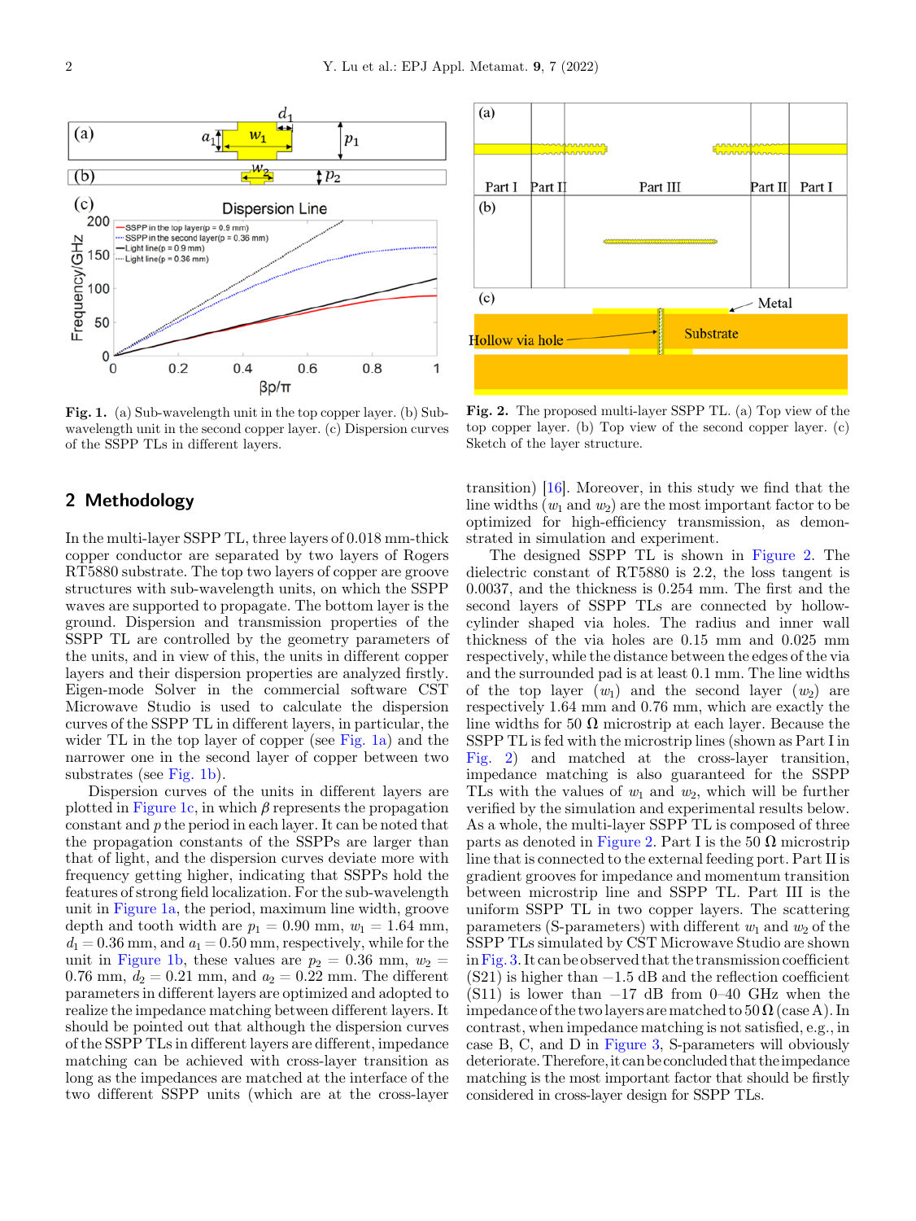Fig. 1. (a) Sub-wavelength unit in the top copper layer. (b) Sub-wavelength unit in the second copper layer. (c) Dispersion curves of the SSPP TLs in different layers.

Fig. 2. The proposed multi-layer SSPP TL. (a) Top view of the top copper layer. (b) Top view of the second copper layer. (c) Sketch of the layer structure.

## 2 Methodology

In the multi-layer SSPP TL, three layers of 0.018 mm-thick copper conductor are separated by two layers of Rogers RT5880 substrate. The top two layers of copper are groove structures with sub-wavelength units, on which the SSPP waves are supported to propagate. The bottom layer is the ground. Dispersion and transmission properties of the SSPP TL are controlled by the geometry parameters of the units, and in view of this, the units in different copper layers and their dispersion properties are analyzed firstly. Eigen-mode Solver in the commercial software CST Microwave Studio is used to calculate the dispersion curves of the SSPP TL in different layers, in particular, the wider TL in the top layer of copper (see Fig. 1a) and the narrower one in the second layer of copper between two substrates (see Fig. 1b).

Dispersion curves of the units in different layers are plotted in Figure 1c, in which $\beta$ represents the propagation constant and $p$ the period in each layer. It can be noted that the propagation constants of the SSPPs are larger than that of light, and the dispersion curves deviate more with frequency getting higher, indicating that SSPPs hold the features of strong field localization. For the sub-wavelength unit in Figure 1a, the period, maximum line width, groove depth and tooth width are $p_1 = 0.90$ mm, $w_1 = 1.64$ mm, $d_1 = 0.36$ mm, and $a_1 = 0.50$ mm, respectively, while for the unit in Figure 1b, these values are $p_2 = 0.36$ mm, $w_2 = 0.76$ mm, $d_2 = 0.21$ mm, and $a_2 = 0.22$ mm. The different parameters in different layers are optimized and adopted to realize the impedance matching between different layers. It should be pointed out that although the dispersion curves of the SSPP TLs in different layers are different, impedance matching can be achieved with cross-layer transition as long as the impedances are matched at the interface of the two different SSPP units (which are at the cross-layer transition) [16]. Moreover, in this study we find that the line widths ($w_1$ and $w_2$) are the most important factor to be optimized for high-efficiency transmission, as demonstrated in simulation and experiment.

The designed SSPP TL is shown in Figure 2. The dielectric constant of RT5880 is 2.2, the loss tangent is 0.0037, and the thickness is 0.254 mm. The first and the second layers of SSPP TLs are connected by hollow-cylinder shaped via holes. The radius and inner wall thickness of the via holes are 0.15 mm and 0.025 mm respectively, while the distance between the edges of the via and the surrounded pad is at least 0.1 mm. The line widths of the top layer ($w_1$) and the second layer ($w_2$) are respectively 1.64 mm and 0.76 mm, which are exactly the line widths for 50 Ω microstrip at each layer. Because the SSPP TL is fed with the microstrip lines (shown as Part I in Fig. 2) and matched at the cross-layer transition, impedance matching is also guaranteed for the SSPP TLs with the values of $w_1$ and $w_2$, which will be further verified by the simulation and experimental results below. As a whole, the multi-layer SSPP TL is composed of three parts as denoted in Figure 2. Part I is the 50 Ω microstrip line that is connected to the external feeding port. Part II is gradient grooves for impedance and momentum transition between microstrip line and SSPP TL. Part III is the uniform SSPP TL in two copper layers. The scattering parameters (S-parameters) with different $w_1$ and $w_2$ of the SSPP TLs simulated by CST Microwave Studio are shown in Fig. 3. It can be observed that the transmission coefficient (S21) is higher than −1.5 dB and the reflection coefficient (S11) is lower than −17 dB from 0–40 GHz when the impedance of the two layers are matched to 50 Ω (case A). In contrast, when impedance matching is not satisfied, e.g., in case B, C, and D in Figure 3, S-parameters will obviously deteriorate. Therefore, it can be concluded that the impedance matching is the most important factor that should be firstly considered in cross-layer design for SSPP TLs.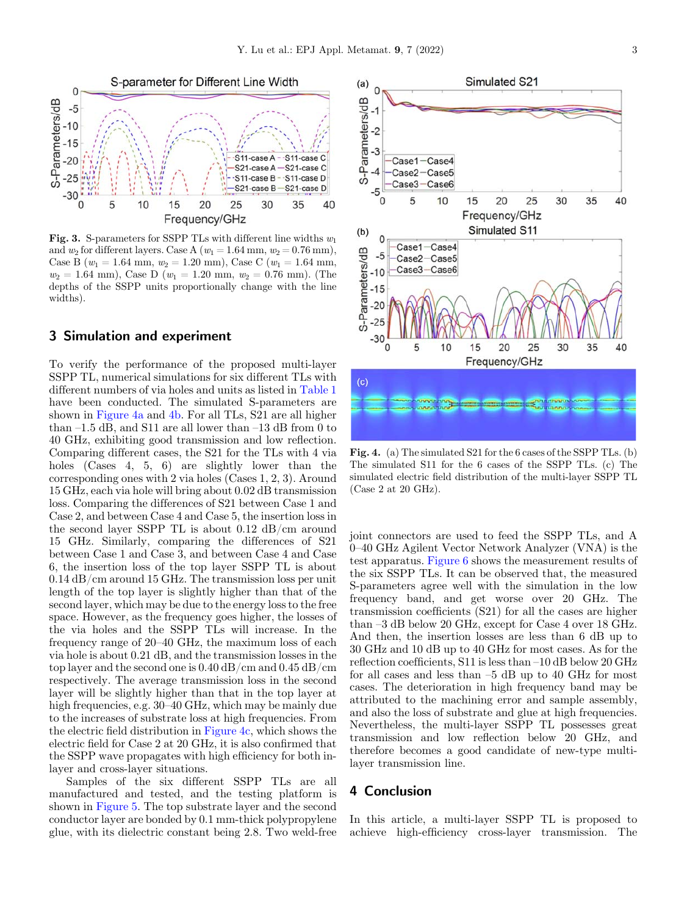**Fig. 3.** S-parameters for SSPP TLs with different line widths $w_1$ and $w_2$ for different layers. Case A ($w_1 = 1.64$ mm, $w_2 = 0.76$ mm), Case B ($w_1 = 1.64$ mm, $w_2 = 1.20$ mm), Case C ($w_1 = 1.64$ mm, $w_2 = 1.64$ mm), Case D ($w_1 = 1.20$ mm, $w_2 = 0.76$ mm). (The depths of the SSPP units proportionally change with the line widths).

## 3 Simulation and experiment

To verify the performance of the proposed multi-layer SSPP TL, numerical simulations for six different TLs with different numbers of via holes and units as listed in Table 1 have been conducted. The simulated S-parameters are shown in Figure 4a and 4b. For all TLs, S21 are all higher than –1.5 dB, and S11 are all lower than –13 dB from 0 to 40 GHz, exhibiting good transmission and low reflection. Comparing different cases, the S21 for the TLs with 4 via holes (Cases 4, 5, 6) are slightly lower than the corresponding ones with 2 via holes (Cases 1, 2, 3). Around 15 GHz, each via hole will bring about 0.02 dB transmission loss. Comparing the differences of S21 between Case 1 and Case 2, and between Case 4 and Case 5, the insertion loss in the second layer SSPP TL is about 0.12 dB/cm around 15 GHz. Similarly, comparing the differences of S21 between Case 1 and Case 3, and between Case 4 and Case 6, the insertion loss of the top layer SSPP TL is about 0.14 dB/cm around 15 GHz. The transmission loss per unit length of the top layer is slightly higher than that of the second layer, which may be due to the energy loss to the free space. However, as the frequency goes higher, the losses of the via holes and the SSPP TLs will increase. In the frequency range of 20–40 GHz, the maximum loss of each via hole is about 0.21 dB, and the transmission losses in the top layer and the second one is 0.40 dB/cm and 0.45 dB/cm respectively. The average transmission loss in the second layer will be slightly higher than that in the top layer at high frequencies, e.g. 30–40 GHz, which may be mainly due to the increases of substrate loss at high frequencies. From the electric field distribution in Figure 4c, which shows the electric field for Case 2 at 20 GHz, it is also confirmed that the SSPP wave propagates with high efficiency for both in-layer and cross-layer situations.

Samples of the six different SSPP TLs are all manufactured and tested, and the testing platform is shown in Figure 5. The top substrate layer and the second conductor layer are bonded by 0.1 mm-thick polypropylene glue, with its dielectric constant being 2.8. Two weld-free joint connectors are used to feed the SSPP TLs, and A 0–40 GHz Agilent Vector Network Analyzer (VNA) is the test apparatus. Figure 6 shows the measurement results of the six SSPP TLs. It can be observed that, the measured S-parameters agree well with the simulation in the low frequency band, and get worse over 20 GHz. The transmission coefficients (S21) for all the cases are higher than –3 dB below 20 GHz, except for Case 4 over 18 GHz. And then, the insertion losses are less than 6 dB up to 30 GHz and 10 dB up to 40 GHz for most cases. As for the reflection coefficients, S11 is less than –10 dB below 20 GHz for all cases and less than –5 dB up to 40 GHz for most cases. The deterioration in high frequency band may be attributed to the machining error and sample assembly, and also the loss of substrate and glue at high frequencies. Nevertheless, the multi-layer SSPP TL possesses great transmission and low reflection below 20 GHz, and therefore becomes a good candidate of new-type multi-layer transmission line.

**Fig. 4.** (a) The simulated S21 for the 6 cases of the SSPP TLs. (b) The simulated S11 for the 6 cases of the SSPP TLs. (c) The simulated electric field distribution of the multi-layer SSPP TL (Case 2 at 20 GHz).

## 4 Conclusion

In this article, a multi-layer SSPP TL is proposed to achieve high-efficiency cross-layer transmission. The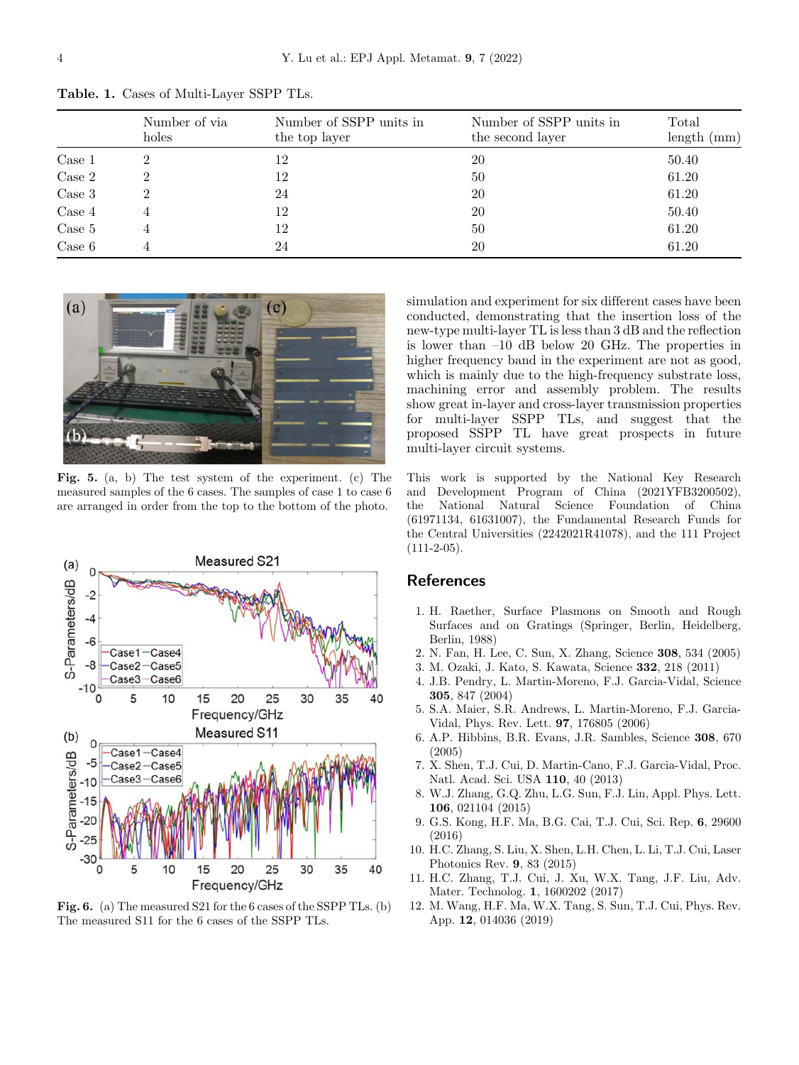**Table. 1.** Cases of Multi-Layer SSPP TLs.

| | Number of via holes | Number of SSPP units in the top layer | Number of SSPP units in the second layer | Total length (mm) |
|---|---|---|---|---|
| Case 1 | 2 | 12 | 20 | 50.40 |
| Case 2 | 2 | 12 | 50 | 61.20 |
| Case 3 | 2 | 24 | 20 | 61.20 |
| Case 4 | 4 | 12 | 20 | 50.40 |
| Case 5 | 4 | 12 | 50 | 61.20 |
| Case 6 | 4 | 24 | 20 | 61.20 |

**Fig. 5.** (a, b) The test system of the experiment. (c) The measured samples of the 6 cases. The samples of case 1 to case 6 are arranged in order from the top to the bottom of the photo.

**Fig. 6.** (a) The measured S21 for the 6 cases of the SSPP TLs. (b) The measured S11 for the 6 cases of the SSPP TLs.

simulation and experiment for six different cases have been conducted, demonstrating that the insertion loss of the new-type multi-layer TL is less than 3 dB and the reflection is lower than –10 dB below 20 GHz. The properties in higher frequency band in the experiment are not as good, which is mainly due to the high-frequency substrate loss, machining error and assembly problem. The results show great in-layer and cross-layer transmission properties for multi-layer SSPP TLs, and suggest that the proposed SSPP TL have great prospects in future multi-layer circuit systems.

This work is supported by the National Key Research and Development Program of China (2021YFB3200502), the National Natural Science Foundation of China (61971134, 61631007), the Fundamental Research Funds for the Central Universities (2242021R41078), and the 111 Project (111-2-05).

## References

1. H. Raether, Surface Plasmons on Smooth and Rough Surfaces and on Gratings (Springer, Berlin, Heidelberg, Berlin, 1988)
2. N. Fan, H. Lee, C. Sun, X. Zhang, Science **308**, 534 (2005)
3. M. Ozaki, J. Kato, S. Kawata, Science **332**, 218 (2011)
4. J.B. Pendry, L. Martin-Moreno, F.J. Garcia-Vidal, Science **305**, 847 (2004)
5. S.A. Maier, S.R. Andrews, L. Martin-Moreno, F.J. Garcia-Vidal, Phys. Rev. Lett. **97**, 176805 (2006)
6. A.P. Hibbins, B.R. Evans, J.R. Sambles, Science **308**, 670 (2005)
7. X. Shen, T.J. Cui, D. Martin-Cano, F.J. Garcia-Vidal, Proc. Natl. Acad. Sci. USA **110**, 40 (2013)
8. W.J. Zhang, G.Q. Zhu, L.G. Sun, F.J. Lin, Appl. Phys. Lett. **106**, 021104 (2015)
9. G.S. Kong, H.F. Ma, B.G. Cai, T.J. Cui, Sci. Rep. **6**, 29600 (2016)
10. H.C. Zhang, S. Liu, X. Shen, L.H. Chen, L. Li, T.J. Cui, Laser Photonics Rev. **9**, 83 (2015)
11. H.C. Zhang, T.J. Cui, J. Xu, W.X. Tang, J.F. Liu, Adv. Mater. Technolog. **1**, 1600202 (2017)
12. M. Wang, H.F. Ma, W.X. Tang, S. Sun, T.J. Cui, Phys. Rev. App. **12**, 014036 (2019)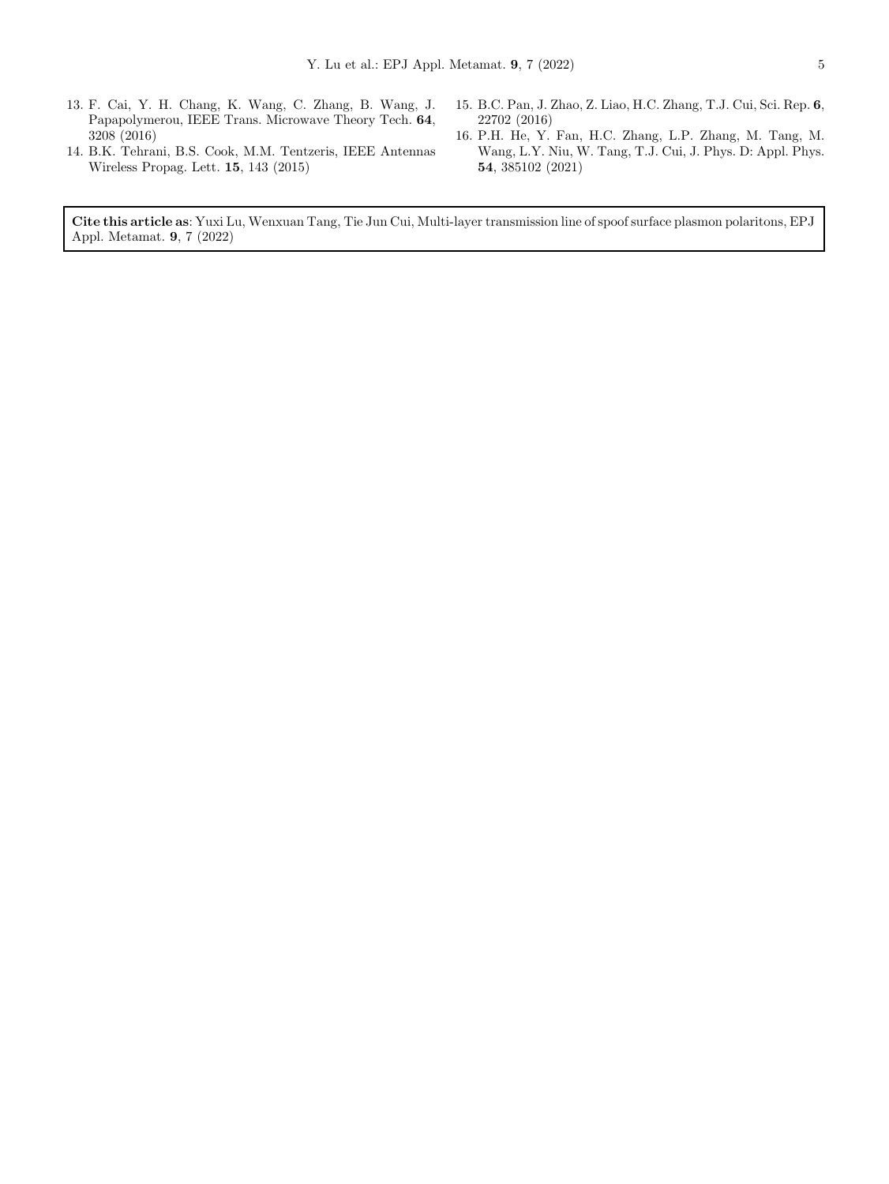13. F. Cai, Y. H. Chang, K. Wang, C. Zhang, B. Wang, J. Papapolymerou, IEEE Trans. Microwave Theory Tech. **64**, 3208 (2016)
14. B.K. Tehrani, B.S. Cook, M.M. Tentzeris, IEEE Antennas Wireless Propag. Lett. **15**, 143 (2015)
15. B.C. Pan, J. Zhao, Z. Liao, H.C. Zhang, T.J. Cui, Sci. Rep. **6**, 22702 (2016)
16. P.H. He, Y. Fan, H.C. Zhang, L.P. Zhang, M. Tang, M. Wang, L.Y. Niu, W. Tang, T.J. Cui, J. Phys. D: Appl. Phys. **54**, 385102 (2021)

**Cite this article as**: Yuxi Lu, Wenxuan Tang, Tie Jun Cui, Multi-layer transmission line of spoof surface plasmon polaritons, EPJ Appl. Metamat. **9**, 7 (2022)